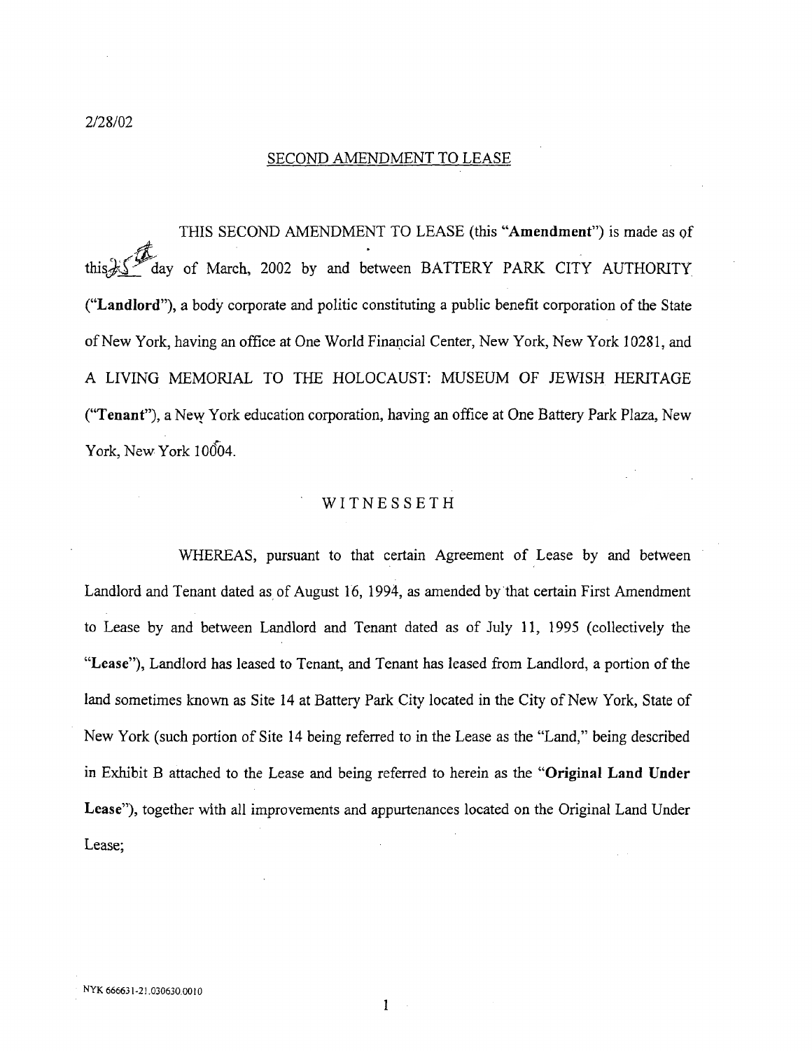2/28/02

## SECOND AMENDMENT TO LEASE

THIS SECOND AMENDMENT TO LEASE (this "**Amendment**") is made as of this 25th day of March, 2002 by and between BATTERY PARK CITY AUTHORITY ("**Landlord**"), a body corporate and politic constituting a public benefit corporation of the State of New York, having an office at One World Financial Center, New York, New York 10281, and A LIVING MEMORIAL TO THE HOLOCAUST: MUSEUM OF JEWISH HERITAGE ("**Tenant**"), a New York education corporation, having an office at One Battery Park Plaza, New York, New York 10004.

### WITNESSETH

WHEREAS, pursuant to that certain Agreement of Lease by and between Landlord and Tenant dated as of August 16, 1994, as amended by that certain First Amendment to Lease by and between Landlord and Tenant dated as of July 11, 1995 (collectively the "**Lease**"), Landlord has leased to Tenant, and Tenant has leased from Landlord, a portion of the land sometimes known as Site 14 at Battery Park City located in the City of New York, State of New York (such portion of Site 14 being referred to in the Lease as the "Land," being described in Exhibit B attached to the Lease and being referred to herein as the "**Original Land Under Lease**"), together with all improvements and appurtenances located on the Original Land Under Lease;

NYK 666631-21.030630.0010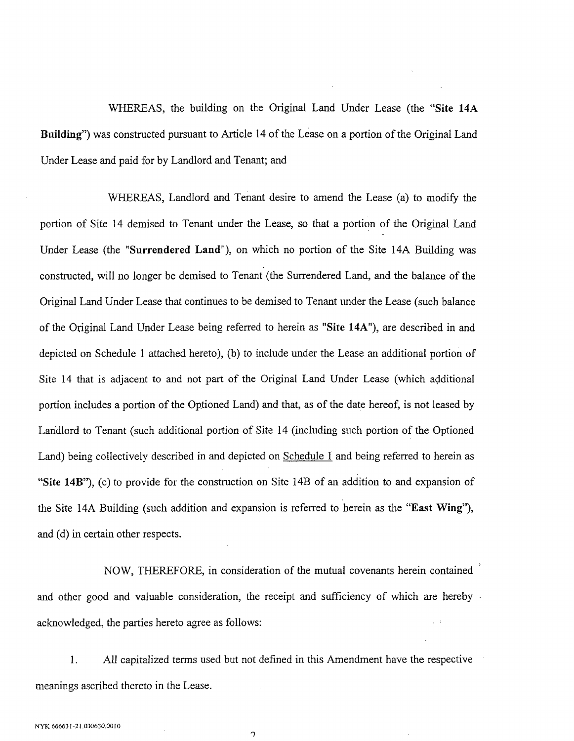WHEREAS, the building on the Original Land Under Lease (the "**Site 14A Building**") was constructed pursuant to Article 14 of the Lease on a portion of the Original Land Under Lease and paid for by Landlord and Tenant; and

WHEREAS, Landlord and Tenant desire to amend the Lease (a) to modify the portion of Site 14 demised to Tenant under the Lease, so that a portion of the Original Land Under Lease (the "**Surrendered Land**"), on which no portion of the Site 14A Building was constructed, will no longer be demised to Tenant (the Surrendered Land, and the balance of the Original Land Under Lease that continues to be demised to Tenant under the Lease (such balance of the Original Land Under Lease being referred to herein as "**Site 14A**"), are described in and depicted on Schedule 1 attached hereto), (b) to include under the Lease an additional portion of Site 14 that is adjacent to and not part of the Original Land Under Lease (which additional portion includes a portion of the Optioned Land) and that, as of the date hereof, is not leased by Landlord to Tenant (such additional portion of Site 14 (including such portion of the Optioned Land) being collectively described in and depicted on Schedule 1 and being referred to herein as "**Site 14B**"), (c) to provide for the construction on Site 14B of an addition to and expansion of the Site 14A Building (such addition and expansion is referred to herein as the "**East Wing**"), and (d) in certain other respects.

NOW, THEREFORE, in consideration of the mutual covenants herein contained and other good and valuable consideration, the receipt and sufficiency of which are hereby acknowledged, the parties hereto agree as follows:

1. All capitalized terms used but not defined in this Amendment have the respective meanings ascribed thereto in the Lease.

NYK 666631-21.030630.0010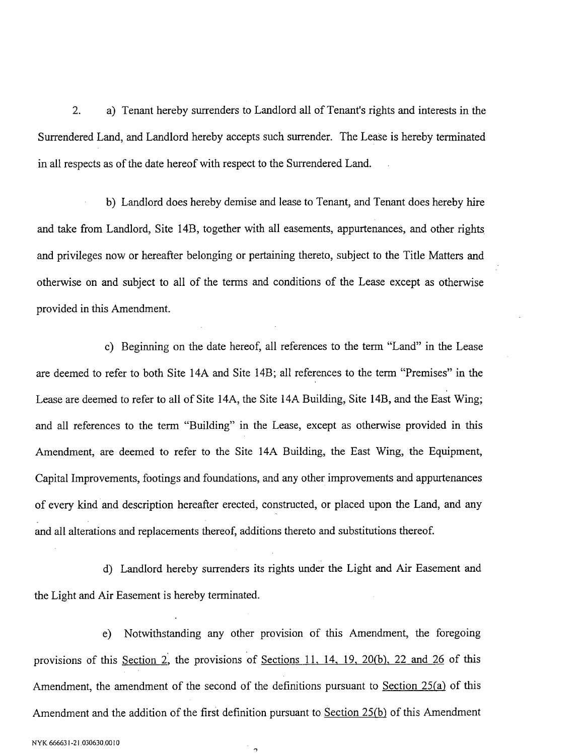2. a) Tenant hereby surrenders to Landlord all of Tenant's rights and interests in the Surrendered Land, and Landlord hereby accepts such surrender. The Lease is hereby terminated in all respects as of the date hereof with respect to the Surrendered Land.

b) Landlord does hereby demise and lease to Tenant, and Tenant does hereby hire and take from Landlord, Site 14B, together with all easements, appurtenances, and other rights and privileges now or hereafter belonging or pertaining thereto, subject to the Title Matters and otherwise on and subject to all of the terms and conditions of the Lease except as otherwise provided in this Amendment.

c) Beginning on the date hereof, all references to the term "Land" in the Lease are deemed to refer to both Site 14A and Site 14B; all references to the term "Premises" in the Lease are deemed to refer to all of Site 14A, the Site 14A Building, Site 14B, and the East Wing; and all references to the term "Building" in the Lease, except as otherwise provided in this Amendment, are deemed to refer to the Site 14A Building, the East Wing, the Equipment, Capital Improvements, footings and foundations, and any other improvements and appurtenances of every kind and description hereafter erected, constructed, or placed upon the Land, and any and all alterations and replacements thereof, additions thereto and substitutions thereof.

d) Landlord hereby surrenders its rights under the Light and Air Easement and the Light and Air Easement is hereby terminated.

e) Notwithstanding any other provision of this Amendment, the foregoing provisions of this Section 2, the provisions of Sections 11, 14, 19, 20(b), 22 and 26 of this Amendment, the amendment of the second of the definitions pursuant to Section 25(a) of this Amendment and the addition of the first definition pursuant to Section 25(b) of this Amendment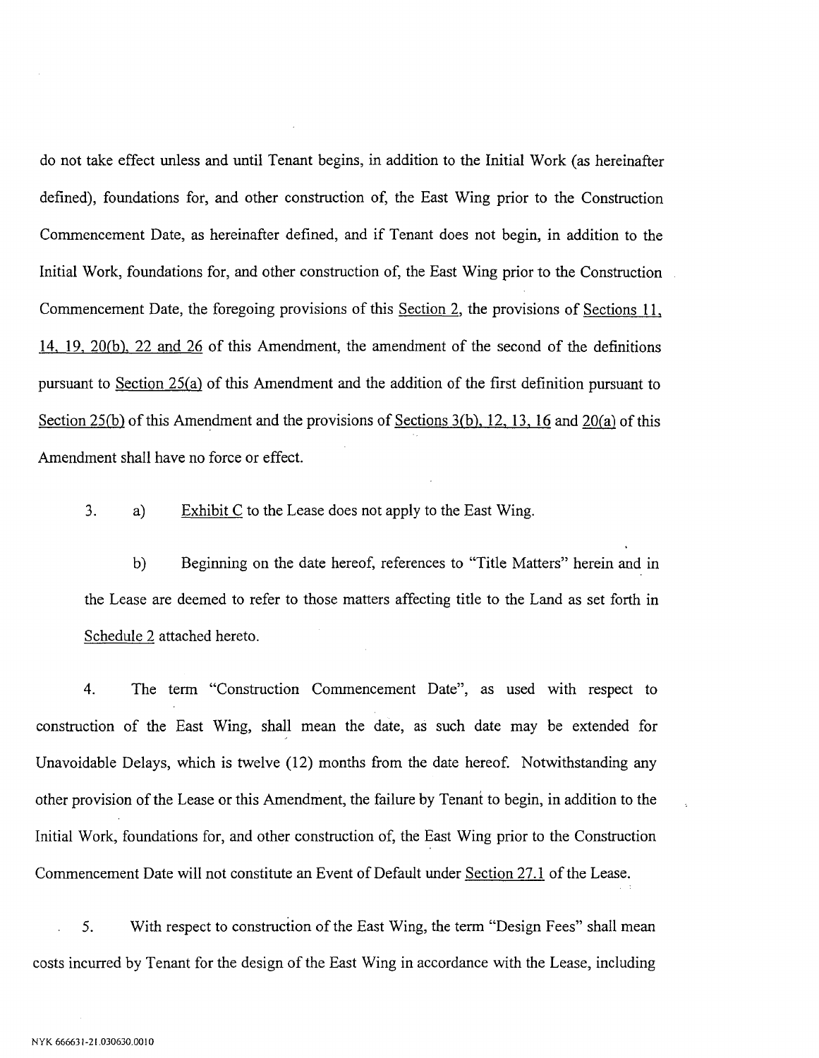do not take effect unless and until Tenant begins, in addition to the Initial Work (as hereinafter defined), foundations for, and other construction of, the East Wing prior to the Construction Commencement Date, as hereinafter defined, and if Tenant does not begin, in addition to the Initial Work, foundations for, and other construction of, the East Wing prior to the Construction Commencement Date, the foregoing provisions of this Section 2, the provisions of Sections 11, 14, 19, 20(b), 22 and 26 of this Amendment, the amendment of the second of the definitions pursuant to Section 25(a) of this Amendment and the addition of the first definition pursuant to Section 25(b) of this Amendment and the provisions of Sections 3(b), 12, 13, 16 and 20(a) of this Amendment shall have no force or effect.

3. a) Exhibit C to the Lease does not apply to the East Wing.

   b) Beginning on the date hereof, references to "Title Matters" herein and in the Lease are deemed to refer to those matters affecting title to the Land as set forth in Schedule 2 attached hereto.

4. The term "Construction Commencement Date", as used with respect to construction of the East Wing, shall mean the date, as such date may be extended for Unavoidable Delays, which is twelve (12) months from the date hereof. Notwithstanding any other provision of the Lease or this Amendment, the failure by Tenant to begin, in addition to the Initial Work, foundations for, and other construction of, the East Wing prior to the Construction Commencement Date will not constitute an Event of Default under Section 27.1 of the Lease.

5. With respect to construction of the East Wing, the term "Design Fees" shall mean costs incurred by Tenant for the design of the East Wing in accordance with the Lease, including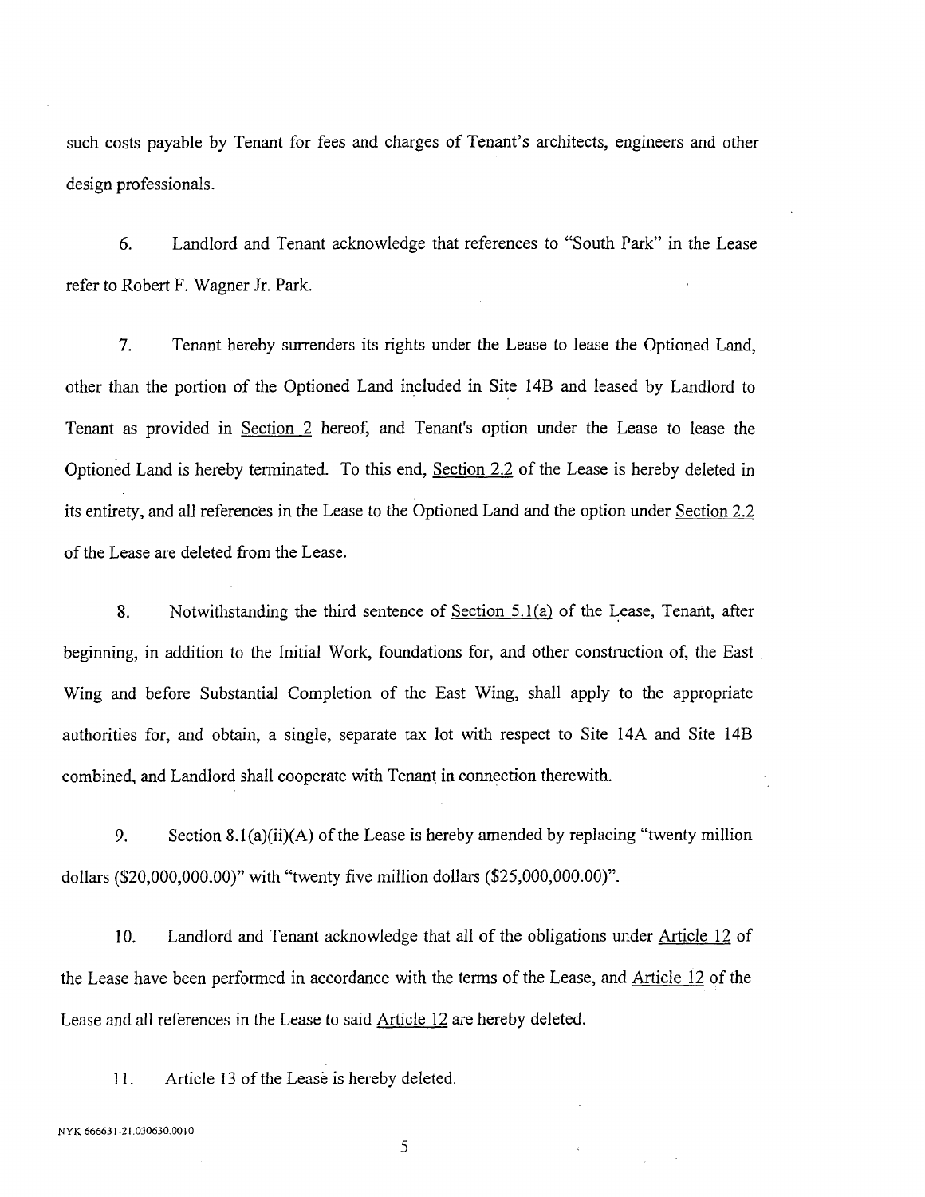such costs payable by Tenant for fees and charges of Tenant's architects, engineers and other design professionals.

6. Landlord and Tenant acknowledge that references to "South Park" in the Lease refer to Robert F. Wagner Jr. Park.

7. Tenant hereby surrenders its rights under the Lease to lease the Optioned Land, other than the portion of the Optioned Land included in Site 14B and leased by Landlord to Tenant as provided in Section 2 hereof, and Tenant's option under the Lease to lease the Optioned Land is hereby terminated. To this end, Section 2.2 of the Lease is hereby deleted in its entirety, and all references in the Lease to the Optioned Land and the option under Section 2.2 of the Lease are deleted from the Lease.

8. Notwithstanding the third sentence of Section 5.1(a) of the Lease, Tenant, after beginning, in addition to the Initial Work, foundations for, and other construction of, the East Wing and before Substantial Completion of the East Wing, shall apply to the appropriate authorities for, and obtain, a single, separate tax lot with respect to Site 14A and Site 14B combined, and Landlord shall cooperate with Tenant in connection therewith.

9. Section 8.1(a)(ii)(A) of the Lease is hereby amended by replacing "twenty million dollars ($20,000,000.00)" with "twenty five million dollars ($25,000,000.00)".

10. Landlord and Tenant acknowledge that all of the obligations under Article 12 of the Lease have been performed in accordance with the terms of the Lease, and Article 12 of the Lease and all references in the Lease to said Article 12 are hereby deleted.

11. Article 13 of the Lease is hereby deleted.

NYK 666631-21.030630.0010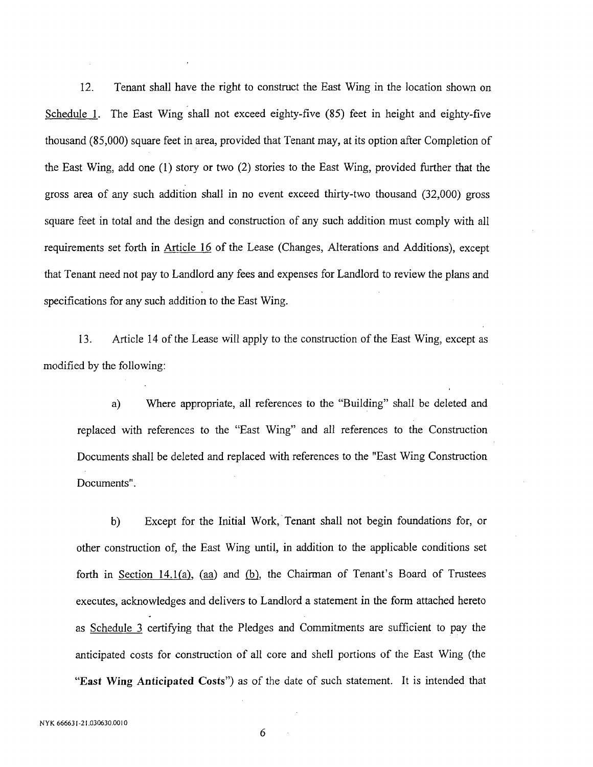12. Tenant shall have the right to construct the East Wing in the location shown on Schedule 1. The East Wing shall not exceed eighty-five (85) feet in height and eighty-five thousand (85,000) square feet in area, provided that Tenant may, at its option after Completion of the East Wing, add one (1) story or two (2) stories to the East Wing, provided further that the gross area of any such addition shall in no event exceed thirty-two thousand (32,000) gross square feet in total and the design and construction of any such addition must comply with all requirements set forth in Article 16 of the Lease (Changes, Alterations and Additions), except that Tenant need not pay to Landlord any fees and expenses for Landlord to review the plans and specifications for any such addition to the East Wing.

13. Article 14 of the Lease will apply to the construction of the East Wing, except as modified by the following:

a) Where appropriate, all references to the "Building" shall be deleted and replaced with references to the "East Wing" and all references to the Construction Documents shall be deleted and replaced with references to the "East Wing Construction Documents".

b) Except for the Initial Work, Tenant shall not begin foundations for, or other construction of, the East Wing until, in addition to the applicable conditions set forth in Section 14.1(a), (aa) and (b), the Chairman of Tenant's Board of Trustees executes, acknowledges and delivers to Landlord a statement in the form attached hereto as Schedule 3 certifying that the Pledges and Commitments are sufficient to pay the anticipated costs for construction of all core and shell portions of the East Wing (the "**East Wing Anticipated Costs**") as of the date of such statement. It is intended that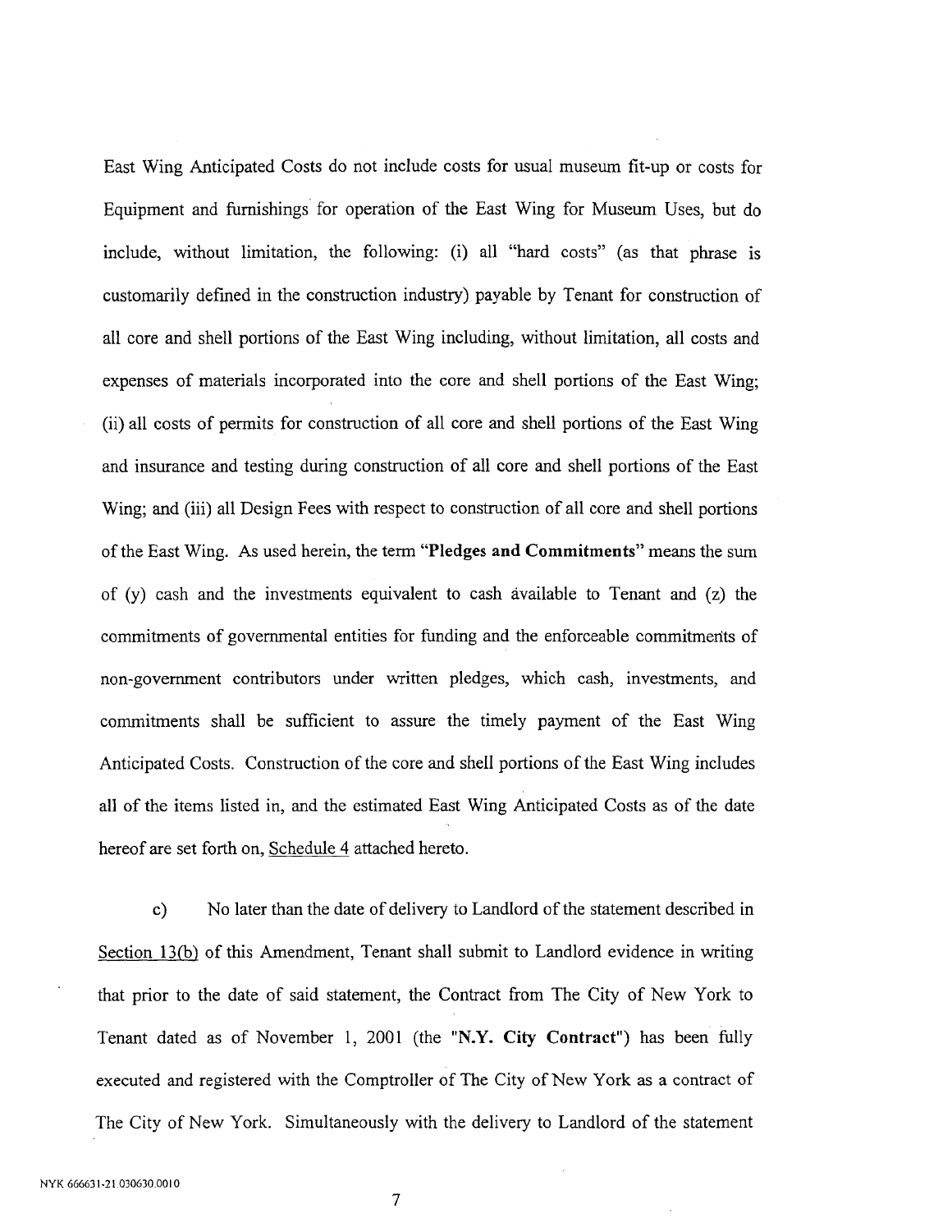East Wing Anticipated Costs do not include costs for usual museum fit-up or costs for Equipment and furnishings for operation of the East Wing for Museum Uses, but do include, without limitation, the following: (i) all "hard costs" (as that phrase is customarily defined in the construction industry) payable by Tenant for construction of all core and shell portions of the East Wing including, without limitation, all costs and expenses of materials incorporated into the core and shell portions of the East Wing; (ii) all costs of permits for construction of all core and shell portions of the East Wing and insurance and testing during construction of all core and shell portions of the East Wing; and (iii) all Design Fees with respect to construction of all core and shell portions of the East Wing. As used herein, the term **"Pledges and Commitments"** means the sum of (y) cash and the investments equivalent to cash available to Tenant and (z) the commitments of governmental entities for funding and the enforceable commitments of non-government contributors under written pledges, which cash, investments, and commitments shall be sufficient to assure the timely payment of the East Wing Anticipated Costs. Construction of the core and shell portions of the East Wing includes all of the items listed in, and the estimated East Wing Anticipated Costs as of the date hereof are set forth on, Schedule 4 attached hereto.

c) No later than the date of delivery to Landlord of the statement described in Section 13(b) of this Amendment, Tenant shall submit to Landlord evidence in writing that prior to the date of said statement, the Contract from The City of New York to Tenant dated as of November 1, 2001 (the **"N.Y. City Contract"**) has been fully executed and registered with the Comptroller of The City of New York as a contract of The City of New York. Simultaneously with the delivery to Landlord of the statement

NYK 666631-21.030630.0010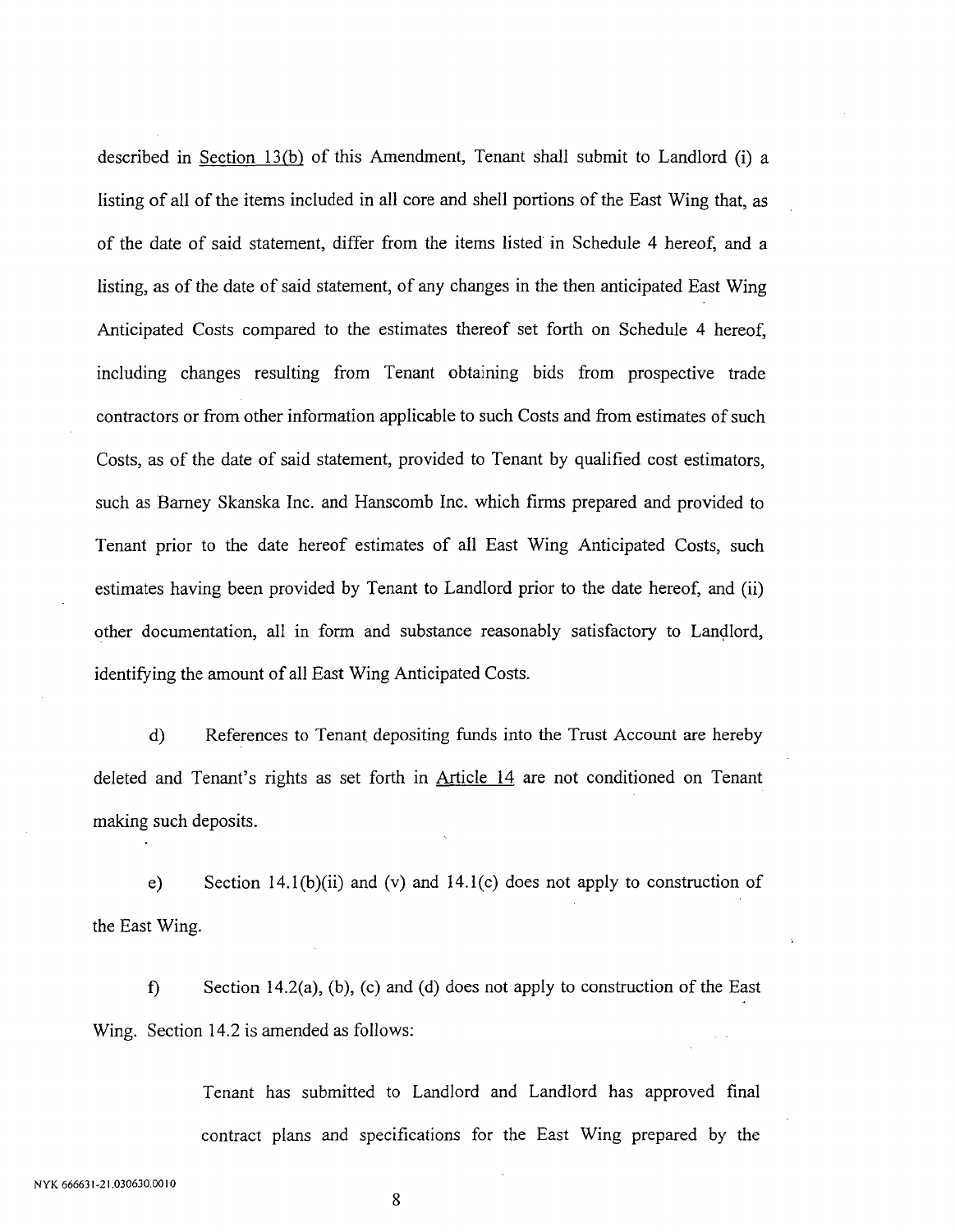described in <u>Section 13(b)</u> of this Amendment, Tenant shall submit to Landlord (i) a listing of all of the items included in all core and shell portions of the East Wing that, as of the date of said statement, differ from the items listed in Schedule 4 hereof, and a listing, as of the date of said statement, of any changes in the then anticipated East Wing Anticipated Costs compared to the estimates thereof set forth on Schedule 4 hereof, including changes resulting from Tenant obtaining bids from prospective trade contractors or from other information applicable to such Costs and from estimates of such Costs, as of the date of said statement, provided to Tenant by qualified cost estimators, such as Barney Skanska Inc. and Hanscomb Inc. which firms prepared and provided to Tenant prior to the date hereof estimates of all East Wing Anticipated Costs, such estimates having been provided by Tenant to Landlord prior to the date hereof, and (ii) other documentation, all in form and substance reasonably satisfactory to Landlord, identifying the amount of all East Wing Anticipated Costs.

d) References to Tenant depositing funds into the Trust Account are hereby deleted and Tenant's rights as set forth in <u>Article 14</u> are not conditioned on Tenant making such deposits.

e) Section 14.1(b)(ii) and (v) and 14.1(c) does not apply to construction of the East Wing.

f) Section 14.2(a), (b), (c) and (d) does not apply to construction of the East Wing. Section 14.2 is amended as follows:

> Tenant has submitted to Landlord and Landlord has approved final contract plans and specifications for the East Wing prepared by the

NYK 666631-21.030630.0010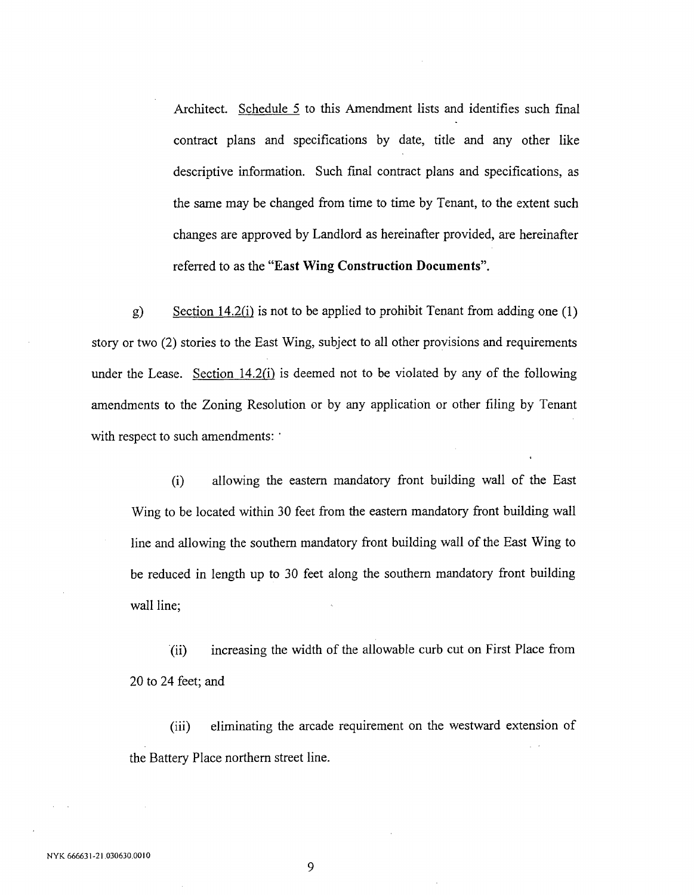Architect. Schedule 5 to this Amendment lists and identifies such final contract plans and specifications by date, title and any other like descriptive information. Such final contract plans and specifications, as the same may be changed from time to time by Tenant, to the extent such changes are approved by Landlord as hereinafter provided, are hereinafter referred to as the **"East Wing Construction Documents"**.

g) Section 14.2(i) is not to be applied to prohibit Tenant from adding one (1) story or two (2) stories to the East Wing, subject to all other provisions and requirements under the Lease. Section 14.2(i) is deemed not to be violated by any of the following amendments to the Zoning Resolution or by any application or other filing by Tenant with respect to such amendments:

(i) allowing the eastern mandatory front building wall of the East Wing to be located within 30 feet from the eastern mandatory front building wall line and allowing the southern mandatory front building wall of the East Wing to be reduced in length up to 30 feet along the southern mandatory front building wall line;

(ii) increasing the width of the allowable curb cut on First Place from 20 to 24 feet; and

(iii) eliminating the arcade requirement on the westward extension of the Battery Place northern street line.

NYK 666631-21.030630.0010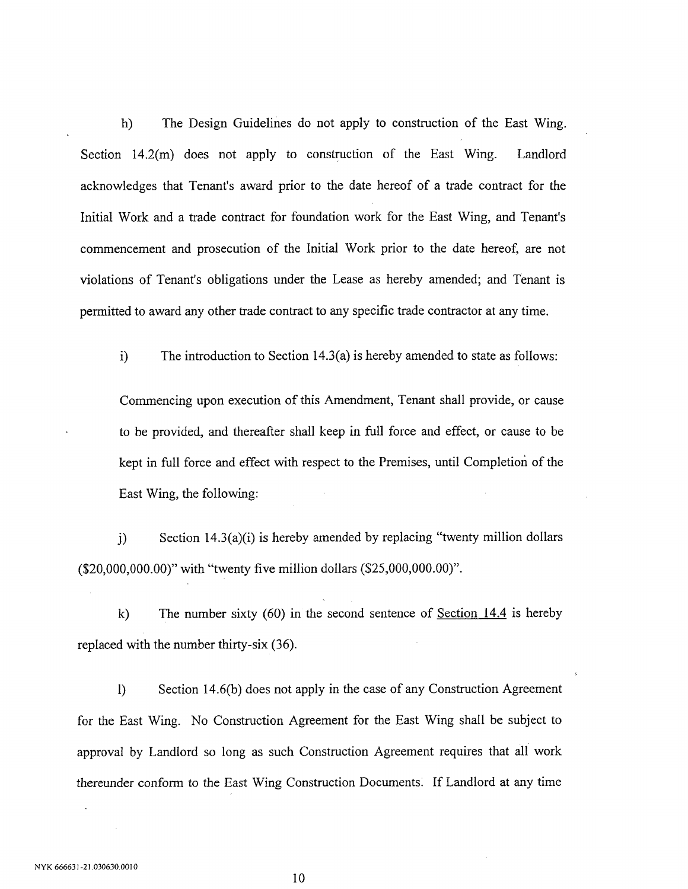h) The Design Guidelines do not apply to construction of the East Wing. Section 14.2(m) does not apply to construction of the East Wing. Landlord acknowledges that Tenant's award prior to the date hereof of a trade contract for the Initial Work and a trade contract for foundation work for the East Wing, and Tenant's commencement and prosecution of the Initial Work prior to the date hereof, are not violations of Tenant's obligations under the Lease as hereby amended; and Tenant is permitted to award any other trade contract to any specific trade contractor at any time.

i) The introduction to Section 14.3(a) is hereby amended to state as follows:

> Commencing upon execution of this Amendment, Tenant shall provide, or cause to be provided, and thereafter shall keep in full force and effect, or cause to be kept in full force and effect with respect to the Premises, until Completion of the East Wing, the following:

j) Section 14.3(a)(i) is hereby amended by replacing "twenty million dollars ($20,000,000.00)" with "twenty five million dollars ($25,000,000.00)".

k) The number sixty (60) in the second sentence of <u>Section 14.4</u> is hereby replaced with the number thirty-six (36).

l) Section 14.6(b) does not apply in the case of any Construction Agreement for the East Wing. No Construction Agreement for the East Wing shall be subject to approval by Landlord so long as such Construction Agreement requires that all work thereunder conform to the East Wing Construction Documents. If Landlord at any time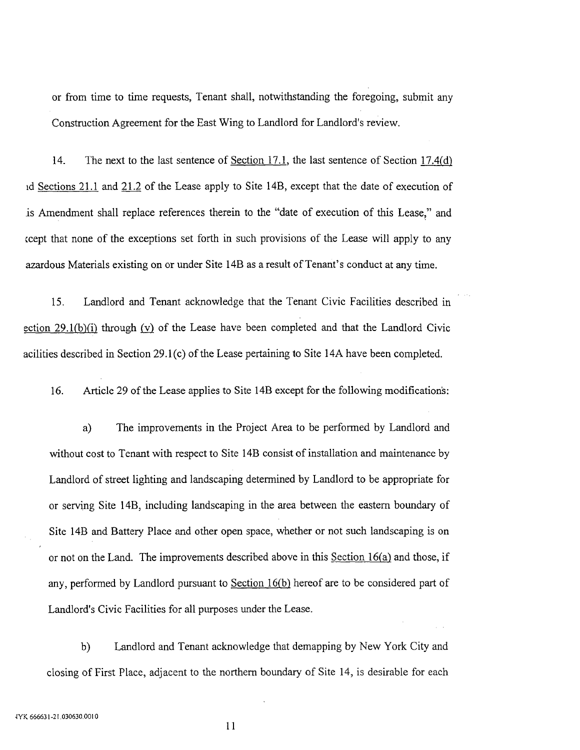or from time to time requests, Tenant shall, notwithstanding the foregoing, submit any Construction Agreement for the East Wing to Landlord for Landlord's review.

14. The next to the last sentence of Section 17.1, the last sentence of Section 17.4(d) ıd Sections 21.1 and 21.2 of the Lease apply to Site 14B, except that the date of execution of .is Amendment shall replace references therein to the "date of execution of this Lease," and ɛcept that none of the exceptions set forth in such provisions of the Lease will apply to any azardous Materials existing on or under Site 14B as a result of Tenant's conduct at any time.

15. Landlord and Tenant acknowledge that the Tenant Civic Facilities described in ection 29.1(b)(i) through (v) of the Lease have been completed and that the Landlord Civic acilities described in Section 29.1(c) of the Lease pertaining to Site 14A have been completed.

16. Article 29 of the Lease applies to Site 14B except for the following modifications:

a) The improvements in the Project Area to be performed by Landlord and without cost to Tenant with respect to Site 14B consist of installation and maintenance by Landlord of street lighting and landscaping determined by Landlord to be appropriate for or serving Site 14B, including landscaping in the area between the eastern boundary of Site 14B and Battery Place and other open space, whether or not such landscaping is on or not on the Land. The improvements described above in this Section 16(a) and those, if any, performed by Landlord pursuant to Section 16(b) hereof are to be considered part of Landlord's Civic Facilities for all purposes under the Lease.

b) Landlord and Tenant acknowledge that demapping by New York City and closing of First Place, adjacent to the northern boundary of Site 14, is desirable for each

NYK 666631-21.030630.0010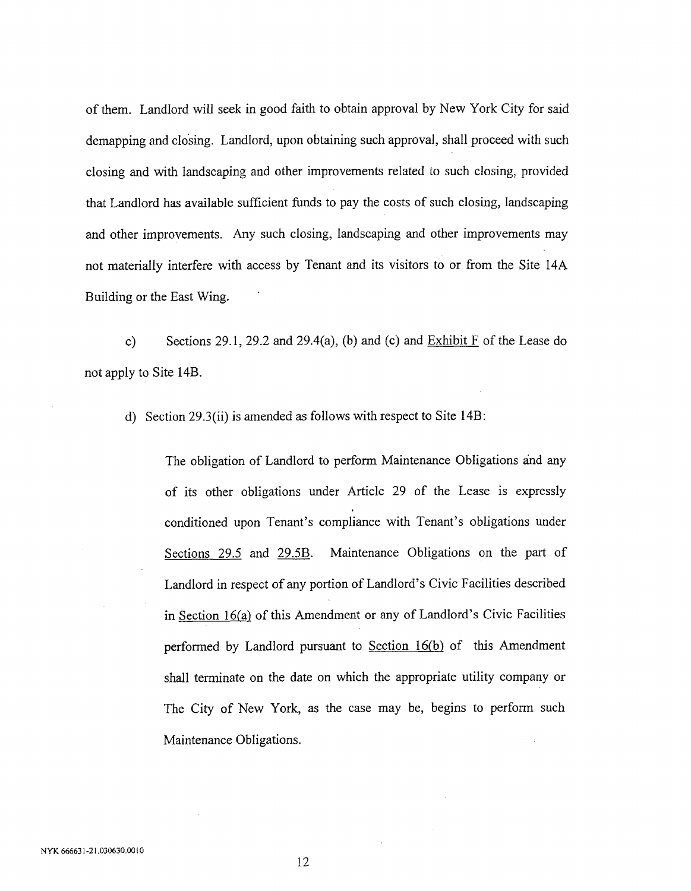of them. Landlord will seek in good faith to obtain approval by New York City for said demapping and closing. Landlord, upon obtaining such approval, shall proceed with such closing and with landscaping and other improvements related to such closing, provided that Landlord has available sufficient funds to pay the costs of such closing, landscaping and other improvements. Any such closing, landscaping and other improvements may not materially interfere with access by Tenant and its visitors to or from the Site 14A Building or the East Wing.

c) Sections 29.1, 29.2 and 29.4(a), (b) and (c) and Exhibit F of the Lease do not apply to Site 14B.

d) Section 29.3(ii) is amended as follows with respect to Site 14B:

> The obligation of Landlord to perform Maintenance Obligations and any of its other obligations under Article 29 of the Lease is expressly conditioned upon Tenant's compliance with Tenant's obligations under Sections 29.5 and 29.5B. Maintenance Obligations on the part of Landlord in respect of any portion of Landlord's Civic Facilities described in Section 16(a) of this Amendment or any of Landlord's Civic Facilities performed by Landlord pursuant to Section 16(b) of this Amendment shall terminate on the date on which the appropriate utility company or The City of New York, as the case may be, begins to perform such Maintenance Obligations.

NYK 666631-21.030630.0010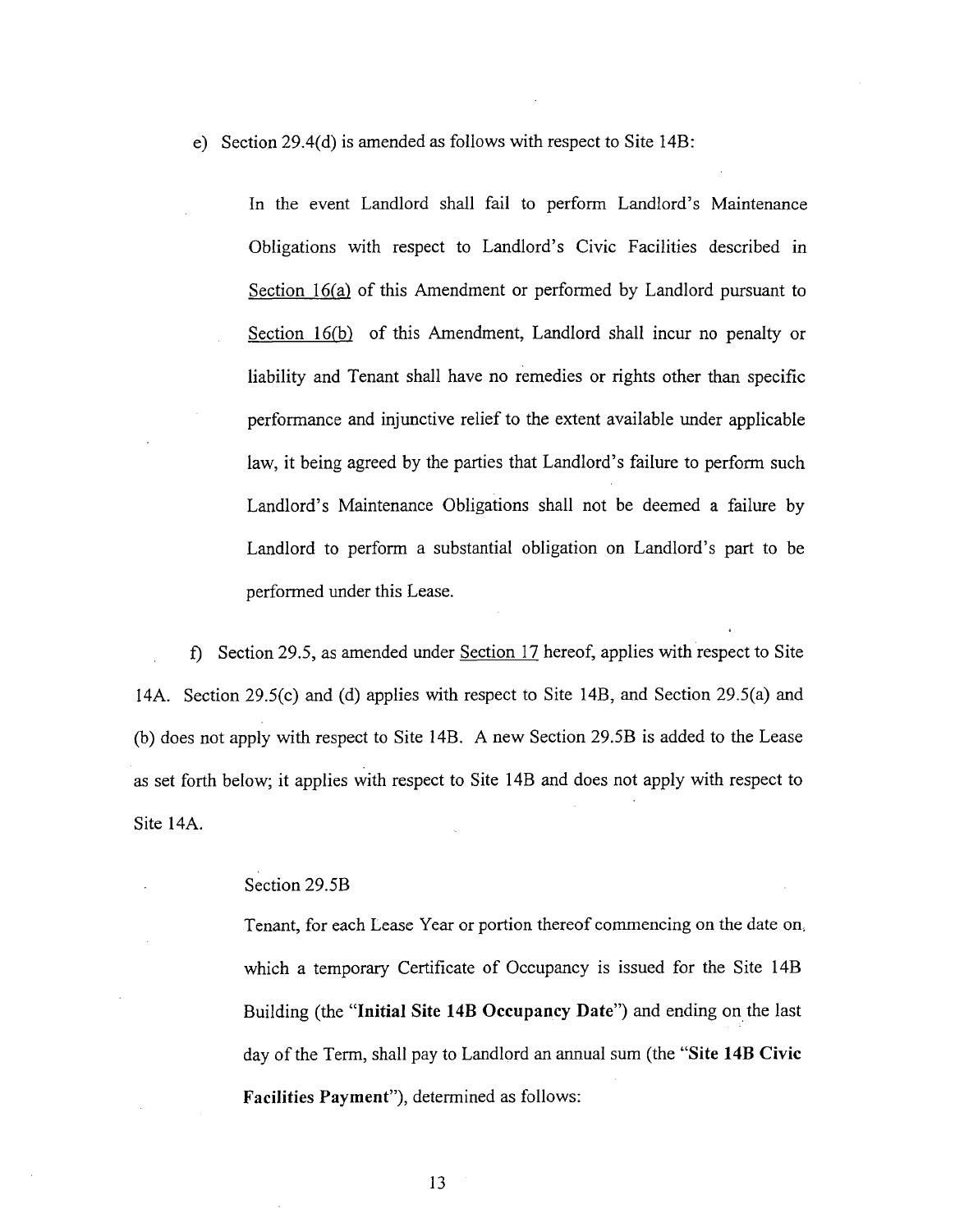e) Section 29.4(d) is amended as follows with respect to Site 14B:

> In the event Landlord shall fail to perform Landlord's Maintenance Obligations with respect to Landlord's Civic Facilities described in Section 16(a) of this Amendment or performed by Landlord pursuant to Section 16(b) of this Amendment, Landlord shall incur no penalty or liability and Tenant shall have no remedies or rights other than specific performance and injunctive relief to the extent available under applicable law, it being agreed by the parties that Landlord's failure to perform such Landlord's Maintenance Obligations shall not be deemed a failure by Landlord to perform a substantial obligation on Landlord's part to be performed under this Lease.

f) Section 29.5, as amended under Section 17 hereof, applies with respect to Site 14A. Section 29.5(c) and (d) applies with respect to Site 14B, and Section 29.5(a) and (b) does not apply with respect to Site 14B. A new Section 29.5B is added to the Lease as set forth below; it applies with respect to Site 14B and does not apply with respect to Site 14A.

> Section 29.5B
>
> Tenant, for each Lease Year or portion thereof commencing on the date on which a temporary Certificate of Occupancy is issued for the Site 14B Building (the "**Initial Site 14B Occupancy Date**") and ending on the last day of the Term, shall pay to Landlord an annual sum (the "**Site 14B Civic Facilities Payment**"), determined as follows: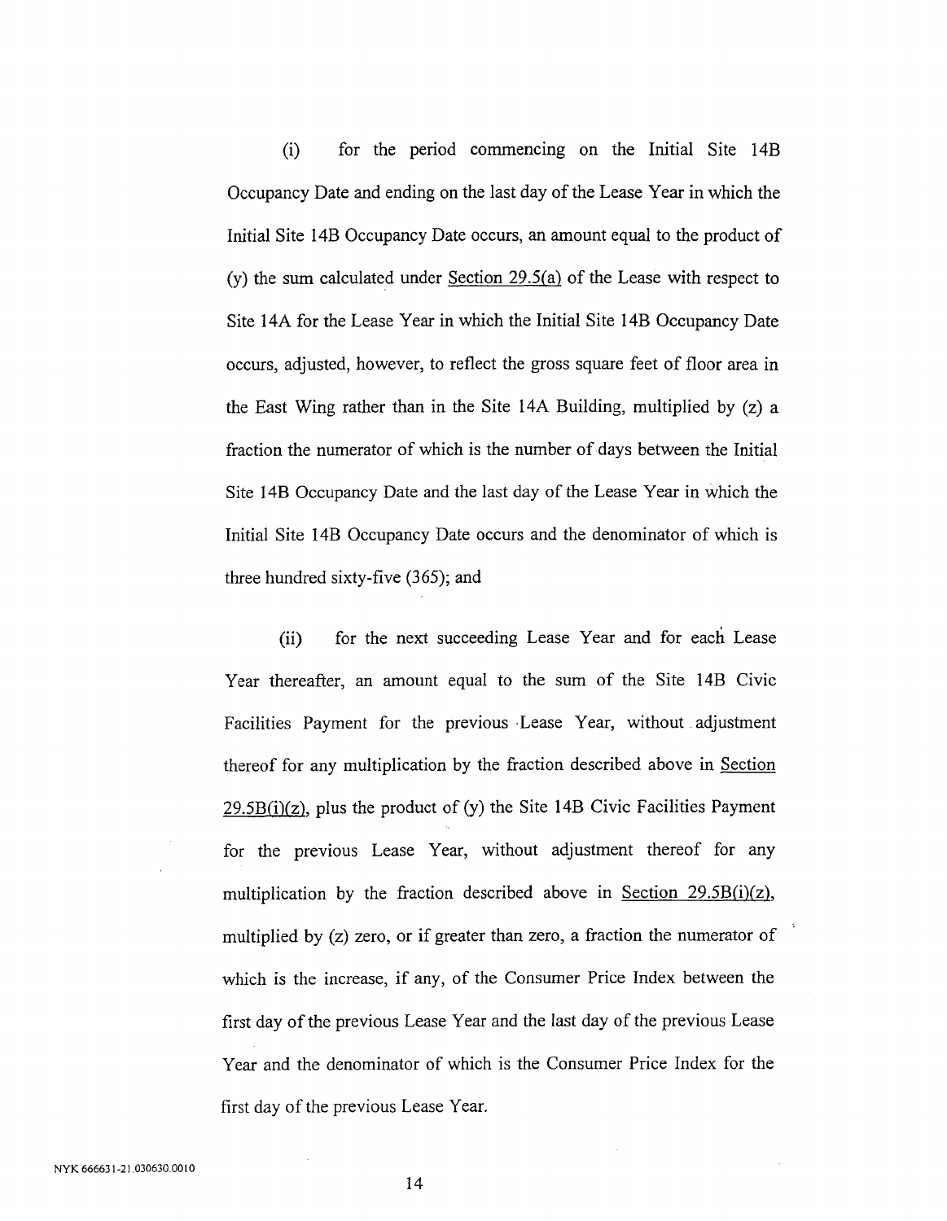(i) for the period commencing on the Initial Site 14B Occupancy Date and ending on the last day of the Lease Year in which the Initial Site 14B Occupancy Date occurs, an amount equal to the product of (y) the sum calculated under Section 29.5(a) of the Lease with respect to Site 14A for the Lease Year in which the Initial Site 14B Occupancy Date occurs, adjusted, however, to reflect the gross square feet of floor area in the East Wing rather than in the Site 14A Building, multiplied by (z) a fraction the numerator of which is the number of days between the Initial Site 14B Occupancy Date and the last day of the Lease Year in which the Initial Site 14B Occupancy Date occurs and the denominator of which is three hundred sixty-five (365); and

(ii) for the next succeeding Lease Year and for each Lease Year thereafter, an amount equal to the sum of the Site 14B Civic Facilities Payment for the previous Lease Year, without adjustment thereof for any multiplication by the fraction described above in Section 29.5B(i)(z), plus the product of (y) the Site 14B Civic Facilities Payment for the previous Lease Year, without adjustment thereof for any multiplication by the fraction described above in Section 29.5B(i)(z), multiplied by (z) zero, or if greater than zero, a fraction the numerator of which is the increase, if any, of the Consumer Price Index between the first day of the previous Lease Year and the last day of the previous Lease Year and the denominator of which is the Consumer Price Index for the first day of the previous Lease Year.

NYK 666631-21.030630.0010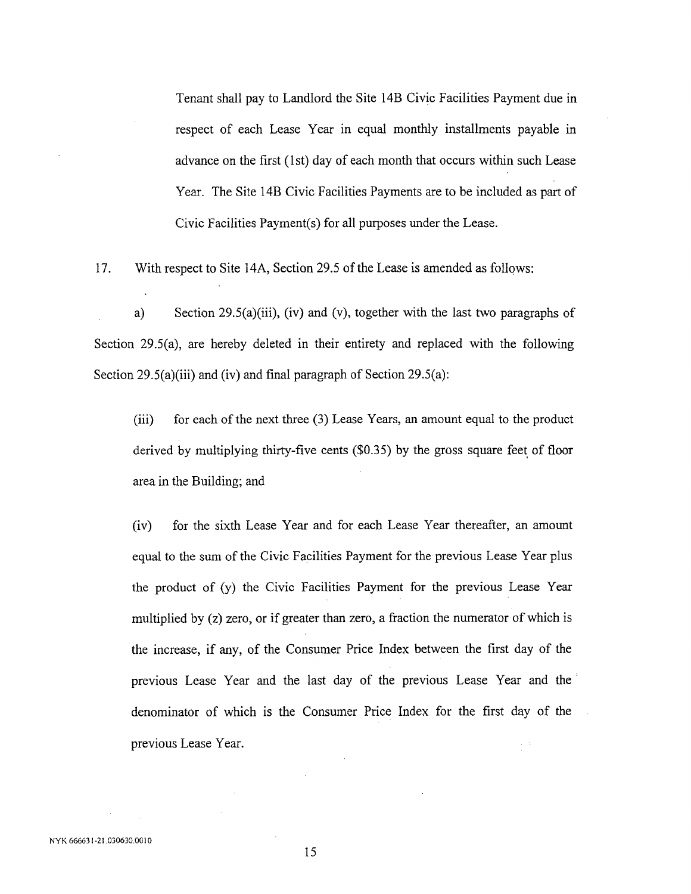Tenant shall pay to Landlord the Site 14B Civic Facilities Payment due in respect of each Lease Year in equal monthly installments payable in advance on the first (1st) day of each month that occurs within such Lease Year. The Site 14B Civic Facilities Payments are to be included as part of Civic Facilities Payment(s) for all purposes under the Lease.

17. With respect to Site 14A, Section 29.5 of the Lease is amended as follows:

a) Section 29.5(a)(iii), (iv) and (v), together with the last two paragraphs of Section 29.5(a), are hereby deleted in their entirety and replaced with the following Section 29.5(a)(iii) and (iv) and final paragraph of Section 29.5(a):

(iii) for each of the next three (3) Lease Years, an amount equal to the product derived by multiplying thirty-five cents ($0.35) by the gross square feet of floor area in the Building; and

(iv) for the sixth Lease Year and for each Lease Year thereafter, an amount equal to the sum of the Civic Facilities Payment for the previous Lease Year plus the product of (y) the Civic Facilities Payment for the previous Lease Year multiplied by (z) zero, or if greater than zero, a fraction the numerator of which is the increase, if any, of the Consumer Price Index between the first day of the previous Lease Year and the last day of the previous Lease Year and the denominator of which is the Consumer Price Index for the first day of the previous Lease Year.

NYK 666631-21.030630.0010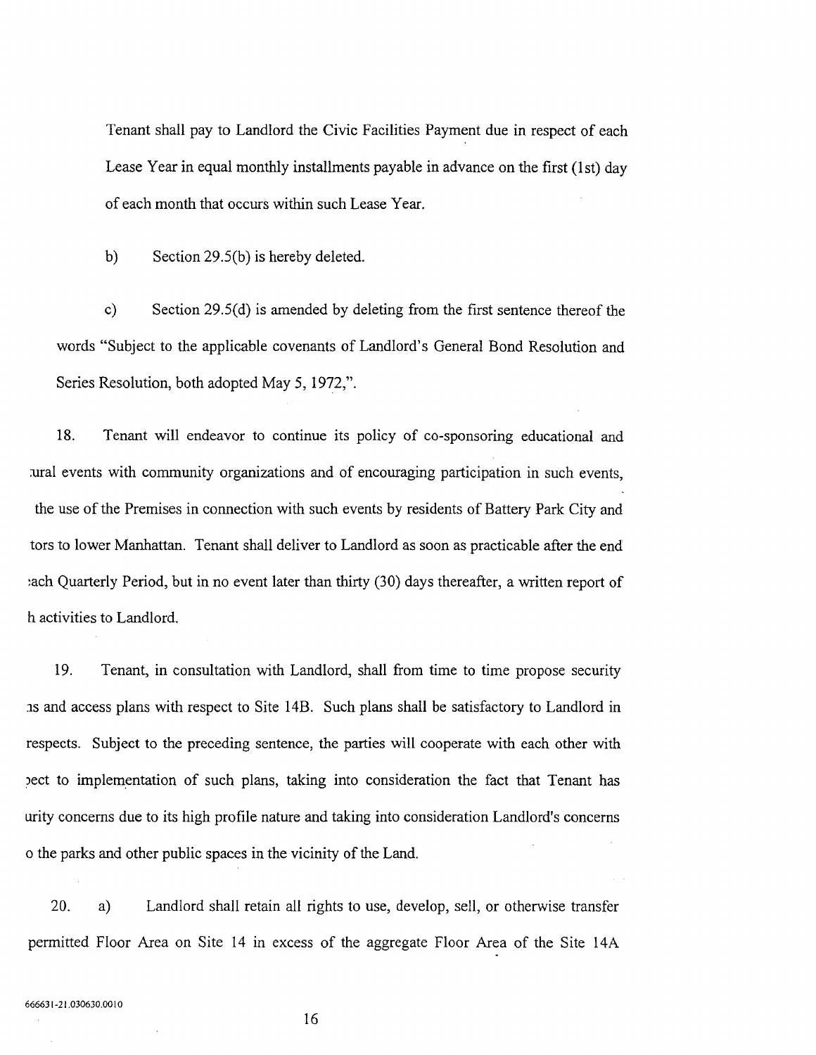Tenant shall pay to Landlord the Civic Facilities Payment due in respect of each Lease Year in equal monthly installments payable in advance on the first (1st) day of each month that occurs within such Lease Year.

b) Section 29.5(b) is hereby deleted.

c) Section 29.5(d) is amended by deleting from the first sentence thereof the words "Subject to the applicable covenants of Landlord's General Bond Resolution and Series Resolution, both adopted May 5, 1972,".

18. Tenant will endeavor to continue its policy of co-sponsoring educational and :ural events with community organizations and of encouraging participation in such events, the use of the Premises in connection with such events by residents of Battery Park City and tors to lower Manhattan. Tenant shall deliver to Landlord as soon as practicable after the end :ach Quarterly Period, but in no event later than thirty (30) days thereafter, a written report of h activities to Landlord.

19. Tenant, in consultation with Landlord, shall from time to time propose security ɔs and access plans with respect to Site 14B. Such plans shall be satisfactory to Landlord in respects. Subject to the preceding sentence, the parties will cooperate with each other with ɔect to implementation of such plans, taking into consideration the fact that Tenant has urity concerns due to its high profile nature and taking into consideration Landlord's concerns o the parks and other public spaces in the vicinity of the Land.

20. a) Landlord shall retain all rights to use, develop, sell, or otherwise transfer permitted Floor Area on Site 14 in excess of the aggregate Floor Area of the Site 14A

666631-21.030630.0010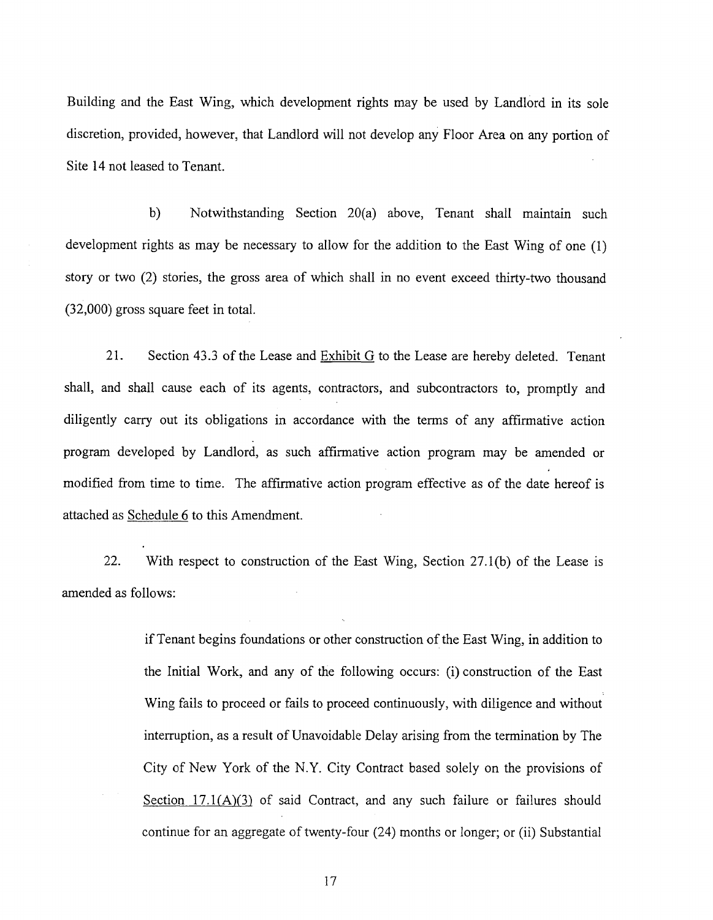Building and the East Wing, which development rights may be used by Landlord in its sole discretion, provided, however, that Landlord will not develop any Floor Area on any portion of Site 14 not leased to Tenant.

b) Notwithstanding Section 20(a) above, Tenant shall maintain such development rights as may be necessary to allow for the addition to the East Wing of one (1) story or two (2) stories, the gross area of which shall in no event exceed thirty-two thousand (32,000) gross square feet in total.

21. Section 43.3 of the Lease and Exhibit G to the Lease are hereby deleted. Tenant shall, and shall cause each of its agents, contractors, and subcontractors to, promptly and diligently carry out its obligations in accordance with the terms of any affirmative action program developed by Landlord, as such affirmative action program may be amended or modified from time to time. The affirmative action program effective as of the date hereof is attached as Schedule 6 to this Amendment.

22. With respect to construction of the East Wing, Section 27.1(b) of the Lease is amended as follows:

> if Tenant begins foundations or other construction of the East Wing, in addition to the Initial Work, and any of the following occurs: (i) construction of the East Wing fails to proceed or fails to proceed continuously, with diligence and without interruption, as a result of Unavoidable Delay arising from the termination by The City of New York of the N.Y. City Contract based solely on the provisions of Section 17.1(A)(3) of said Contract, and any such failure or failures should continue for an aggregate of twenty-four (24) months or longer; or (ii) Substantial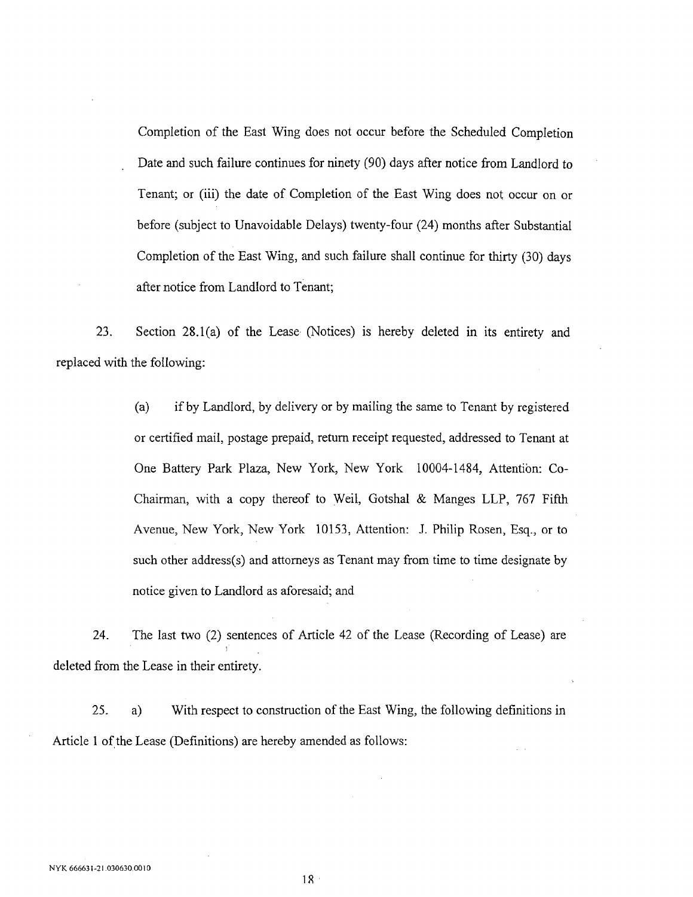Completion of the East Wing does not occur before the Scheduled Completion Date and such failure continues for ninety (90) days after notice from Landlord to Tenant; or (iii) the date of Completion of the East Wing does not occur on or before (subject to Unavoidable Delays) twenty-four (24) months after Substantial Completion of the East Wing, and such failure shall continue for thirty (30) days after notice from Landlord to Tenant;

23. Section 28.1(a) of the Lease (Notices) is hereby deleted in its entirety and replaced with the following:

> (a) if by Landlord, by delivery or by mailing the same to Tenant by registered or certified mail, postage prepaid, return receipt requested, addressed to Tenant at One Battery Park Plaza, New York, New York 10004-1484, Attention: Co-Chairman, with a copy thereof to Weil, Gotshal & Manges LLP, 767 Fifth Avenue, New York, New York 10153, Attention: J. Philip Rosen, Esq., or to such other address(s) and attorneys as Tenant may from time to time designate by notice given to Landlord as aforesaid; and

24. The last two (2) sentences of Article 42 of the Lease (Recording of Lease) are deleted from the Lease in their entirety.

25. a) With respect to construction of the East Wing, the following definitions in Article 1 of the Lease (Definitions) are hereby amended as follows:

NYK 666631-21.030630.0010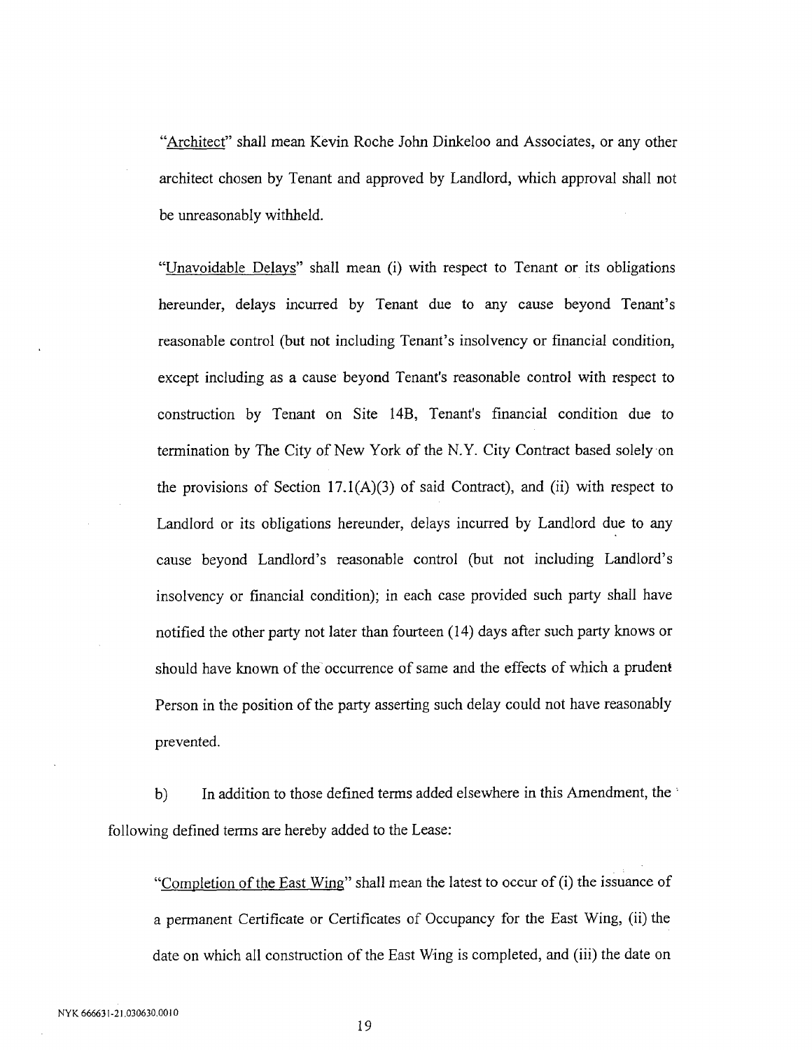"Architect" shall mean Kevin Roche John Dinkeloo and Associates, or any other architect chosen by Tenant and approved by Landlord, which approval shall not be unreasonably withheld.

"Unavoidable Delays" shall mean (i) with respect to Tenant or its obligations hereunder, delays incurred by Tenant due to any cause beyond Tenant's reasonable control (but not including Tenant's insolvency or financial condition, except including as a cause beyond Tenant's reasonable control with respect to construction by Tenant on Site 14B, Tenant's financial condition due to termination by The City of New York of the N.Y. City Contract based solely on the provisions of Section 17.1(A)(3) of said Contract), and (ii) with respect to Landlord or its obligations hereunder, delays incurred by Landlord due to any cause beyond Landlord's reasonable control (but not including Landlord's insolvency or financial condition); in each case provided such party shall have notified the other party not later than fourteen (14) days after such party knows or should have known of the occurrence of same and the effects of which a prudent Person in the position of the party asserting such delay could not have reasonably prevented.

b) In addition to those defined terms added elsewhere in this Amendment, the following defined terms are hereby added to the Lease:

"Completion of the East Wing" shall mean the latest to occur of (i) the issuance of a permanent Certificate or Certificates of Occupancy for the East Wing, (ii) the date on which all construction of the East Wing is completed, and (iii) the date on

NYK 666631-21.030630.0010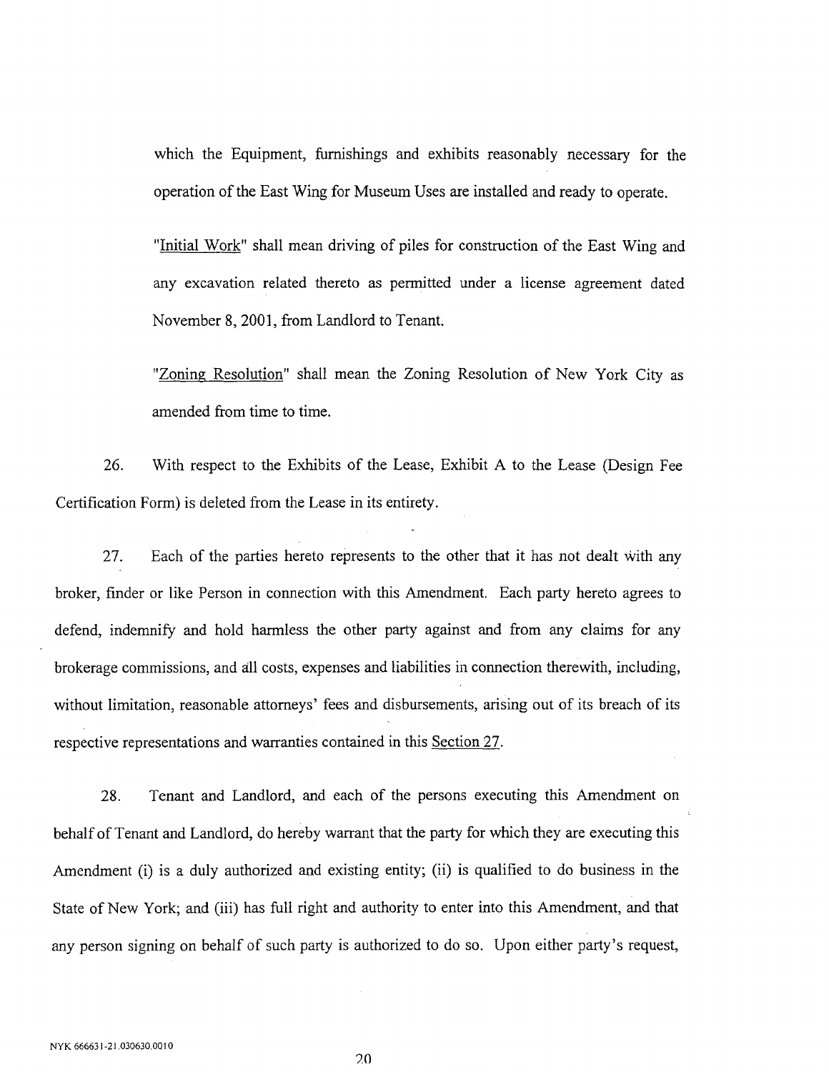which the Equipment, furnishings and exhibits reasonably necessary for the operation of the East Wing for Museum Uses are installed and ready to operate.

"Initial Work" shall mean driving of piles for construction of the East Wing and any excavation related thereto as permitted under a license agreement dated November 8, 2001, from Landlord to Tenant.

"Zoning Resolution" shall mean the Zoning Resolution of New York City as amended from time to time.

26. With respect to the Exhibits of the Lease, Exhibit A to the Lease (Design Fee Certification Form) is deleted from the Lease in its entirety.

27. Each of the parties hereto represents to the other that it has not dealt with any broker, finder or like Person in connection with this Amendment. Each party hereto agrees to defend, indemnify and hold harmless the other party against and from any claims for any brokerage commissions, and all costs, expenses and liabilities in connection therewith, including, without limitation, reasonable attorneys' fees and disbursements, arising out of its breach of its respective representations and warranties contained in this Section 27.

28. Tenant and Landlord, and each of the persons executing this Amendment on behalf of Tenant and Landlord, do hereby warrant that the party for which they are executing this Amendment (i) is a duly authorized and existing entity; (ii) is qualified to do business in the State of New York; and (iii) has full right and authority to enter into this Amendment, and that any person signing on behalf of such party is authorized to do so. Upon either party's request,

NYK 666631-21.030630.0010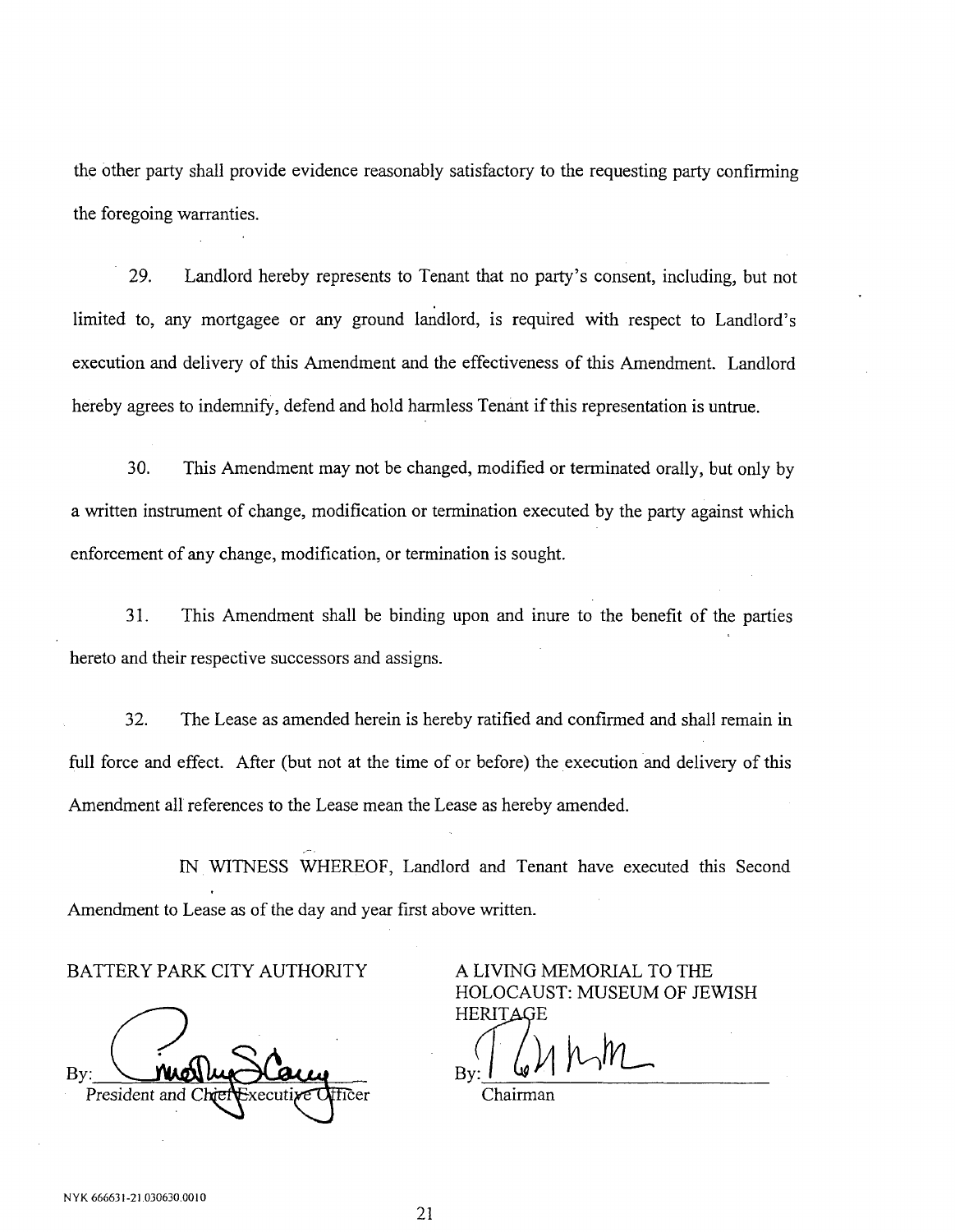the other party shall provide evidence reasonably satisfactory to the requesting party confirming the foregoing warranties.

29. Landlord hereby represents to Tenant that no party's consent, including, but not limited to, any mortgagee or any ground landlord, is required with respect to Landlord's execution and delivery of this Amendment and the effectiveness of this Amendment. Landlord hereby agrees to indemnify, defend and hold harmless Tenant if this representation is untrue.

30. This Amendment may not be changed, modified or terminated orally, but only by a written instrument of change, modification or termination executed by the party against which enforcement of any change, modification, or termination is sought.

31. This Amendment shall be binding upon and inure to the benefit of the parties hereto and their respective successors and assigns.

32. The Lease as amended herein is hereby ratified and confirmed and shall remain in full force and effect. After (but not at the time of or before) the execution and delivery of this Amendment all references to the Lease mean the Lease as hereby amended.

IN WITNESS WHEREOF, Landlord and Tenant have executed this Second Amendment to Lease as of the day and year first above written.

BATTERY PARK CITY AUTHORITY

By: ______________________
President and Chief Executive Officer

A LIVING MEMORIAL TO THE HOLOCAUST: MUSEUM OF JEWISH HERITAGE

By: ______________________
Chairman

NYK 666631-21.030630.0010